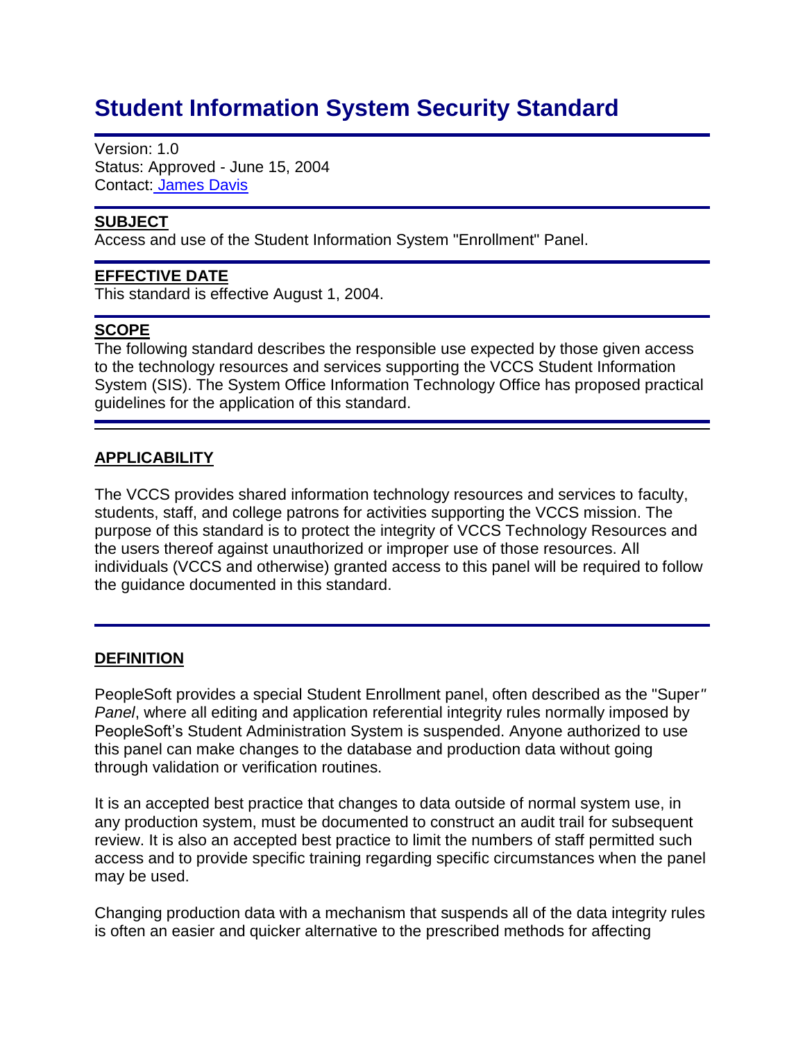# Student Information System Security Standard

---

Version: 1.0
Status: Approved - June 15, 2004
Contact: [James Davis]()

---

**SUBJECT**
Access and use of the Student Information System "Enrollment" Panel.

---

**EFFECTIVE DATE**
This standard is effective August 1, 2004.

---

**SCOPE**
The following standard describes the responsible use expected by those given access to the technology resources and services supporting the VCCS Student Information System (SIS). The System Office Information Technology Office has proposed practical guidelines for the application of this standard.

---

**APPLICABILITY**

The VCCS provides shared information technology resources and services to faculty, students, staff, and college patrons for activities supporting the VCCS mission. The purpose of this standard is to protect the integrity of VCCS Technology Resources and the users thereof against unauthorized or improper use of those resources. All individuals (VCCS and otherwise) granted access to this panel will be required to follow the guidance documented in this standard.

---

**DEFINITION**

PeopleSoft provides a special Student Enrollment panel, often described as the "Super*" Panel*, where all editing and application referential integrity rules normally imposed by PeopleSoft's Student Administration System is suspended. Anyone authorized to use this panel can make changes to the database and production data without going through validation or verification routines.

It is an accepted best practice that changes to data outside of normal system use, in any production system, must be documented to construct an audit trail for subsequent review. It is also an accepted best practice to limit the numbers of staff permitted such access and to provide specific training regarding specific circumstances when the panel may be used.

Changing production data with a mechanism that suspends all of the data integrity rules is often an easier and quicker alternative to the prescribed methods for affecting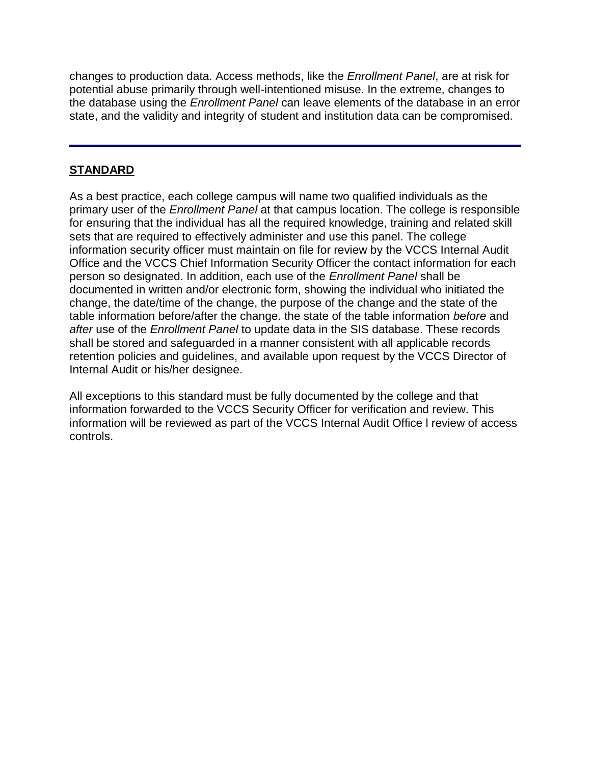changes to production data. Access methods, like the *Enrollment Panel*, are at risk for potential abuse primarily through well-intentioned misuse. In the extreme, changes to the database using the *Enrollment Panel* can leave elements of the database in an error state, and the validity and integrity of student and institution data can be compromised.

---

## STANDARD

As a best practice, each college campus will name two qualified individuals as the primary user of the *Enrollment Panel* at that campus location. The college is responsible for ensuring that the individual has all the required knowledge, training and related skill sets that are required to effectively administer and use this panel. The college information security officer must maintain on file for review by the VCCS Internal Audit Office and the VCCS Chief Information Security Officer the contact information for each person so designated. In addition, each use of the *Enrollment Panel* shall be documented in written and/or electronic form, showing the individual who initiated the change, the date/time of the change, the purpose of the change and the state of the table information before/after the change. the state of the table information *before* and *after* use of the *Enrollment Panel* to update data in the SIS database. These records shall be stored and safeguarded in a manner consistent with all applicable records retention policies and guidelines, and available upon request by the VCCS Director of Internal Audit or his/her designee.

All exceptions to this standard must be fully documented by the college and that information forwarded to the VCCS Security Officer for verification and review. This information will be reviewed as part of the VCCS Internal Audit Office l review of access controls.